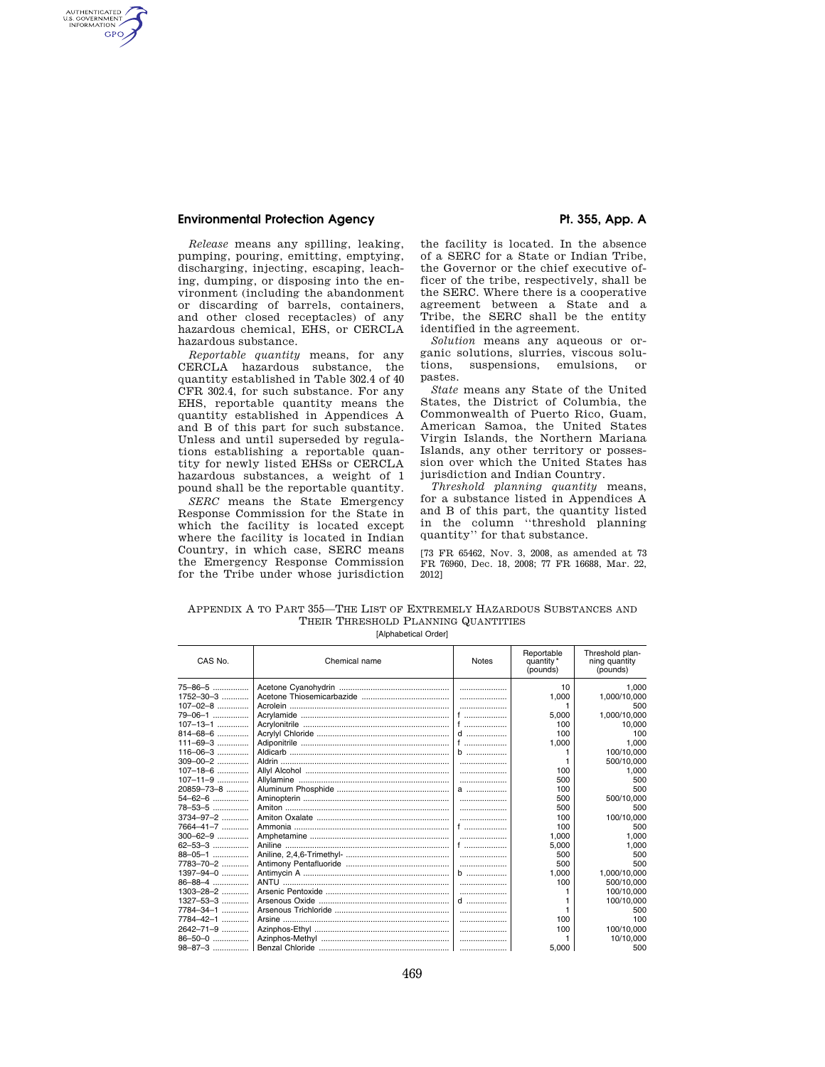*Release* means any spilling, leaking, pumping, pouring, emitting, emptying, discharging, injecting, escaping, leaching, dumping, or disposing into the environment (including the abandonment or discarding of barrels, containers, and other closed receptacles) of any hazardous chemical, EHS, or CERCLA hazardous substance.

*Reportable quantity* means, for any CERCLA hazardous substance, the quantity established in Table 302.4 of 40 CFR 302.4, for such substance. For any EHS, reportable quantity means the quantity established in Appendices A and B of this part for such substance. Unless and until superseded by regulations establishing a reportable quantity for newly listed EHSs or CERCLA hazardous substances, a weight of 1 pound shall be the reportable quantity.

*SERC* means the State Emergency Response Commission for the State in which the facility is located except where the facility is located in Indian Country, in which case, SERC means the Emergency Response Commission for the Tribe under whose jurisdiction the facility is located. In the absence of a SERC for a State or Indian Tribe, the Governor or the chief executive officer of the tribe, respectively, shall be the SERC. Where there is a cooperative agreement between a State and a Tribe, the SERC shall be the entity identified in the agreement.

*Solution* means any aqueous or organic solutions, slurries, viscous solutions, suspensions, emulsions, or pastes.

*State* means any State of the United States, the District of Columbia, the Commonwealth of Puerto Rico, Guam, American Samoa, the United States Virgin Islands, the Northern Mariana Islands, any other territory or possession over which the United States has jurisdiction and Indian Country.

*Threshold planning quantity* means, for a substance listed in Appendices A and B of this part, the quantity listed in the column "threshold planning quantity" for that substance.

[73 FR 65462, Nov. 3, 2008, as amended at 73 FR 76960, Dec. 18, 2008; 77 FR 16688, Mar. 22, 2012]

## APPENDIX A TO PART 355—THE LIST OF EXTREMELY HAZARDOUS SUBSTANCES AND THEIR THRESHOLD PLANNING QUANTITIES

[Alphabetical Order]

| CAS No. | Chemical name | Notes | Reportable quantity* (pounds) | Threshold planning quantity (pounds) |
|---|---|---|---|---|
| 75–86–5 | Acetone Cyanohydrin | | 10 | 1,000 |
| 1752–30–3 | Acetone Thiosemicarbazide | | 1,000 | 1,000/10,000 |
| 107–02–8 | Acrolein | | 1 | 500 |
| 79–06–1 | Acrylamide | f | 5,000 | 1,000/10,000 |
| 107–13–1 | Acrylonitrile | f | 100 | 10,000 |
| 814–68–6 | Acrylyl Chloride | d | 100 | 100 |
| 111–69–3 | Adiponitrile | f | 1,000 | 1,000 |
| 116–06–3 | Aldicarb | b | 1 | 100/10,000 |
| 309–00–2 | Aldrin | | 1 | 500/10,000 |
| 107–18–6 | Allyl Alcohol | | 100 | 1,000 |
| 107–11–9 | Allylamine | | 500 | 500 |
| 20859–73–8 | Aluminum Phosphide | a | 100 | 500 |
| 54–62–6 | Aminopterin | | 500 | 500/10,000 |
| 78–53–5 | Amiton | | 500 | 500 |
| 3734–97–2 | Amiton Oxalate | | 100 | 100/10,000 |
| 7664–41–7 | Ammonia | f | 100 | 500 |
| 300–62–9 | Amphetamine | | 1,000 | 1,000 |
| 62–53–3 | Aniline | f | 5,000 | 1,000 |
| 88–05–1 | Aniline, 2,4,6-Trimethyl- | | 500 | 500 |
| 7783–70–2 | Antimony Pentafluoride | | 500 | 500 |
| 1397–94–0 | Antimycin A | b | 1,000 | 1,000/10,000 |
| 86–88–4 | ANTU | | 100 | 500/10,000 |
| 1303–28–2 | Arsenic Pentoxide | | 1 | 100/10,000 |
| 1327–53–3 | Arsenous Oxide | d | 1 | 100/10,000 |
| 7784–34–1 | Arsenous Trichloride | | 1 | 500 |
| 7784–42–1 | Arsine | | 100 | 100 |
| 2642–71–9 | Azinphos-Ethyl | | 100 | 100/10,000 |
| 86–50–0 | Azinphos-Methyl | | 1 | 10/10,000 |
| 98–87–3 | Benzal Chloride | | 5,000 | 500 |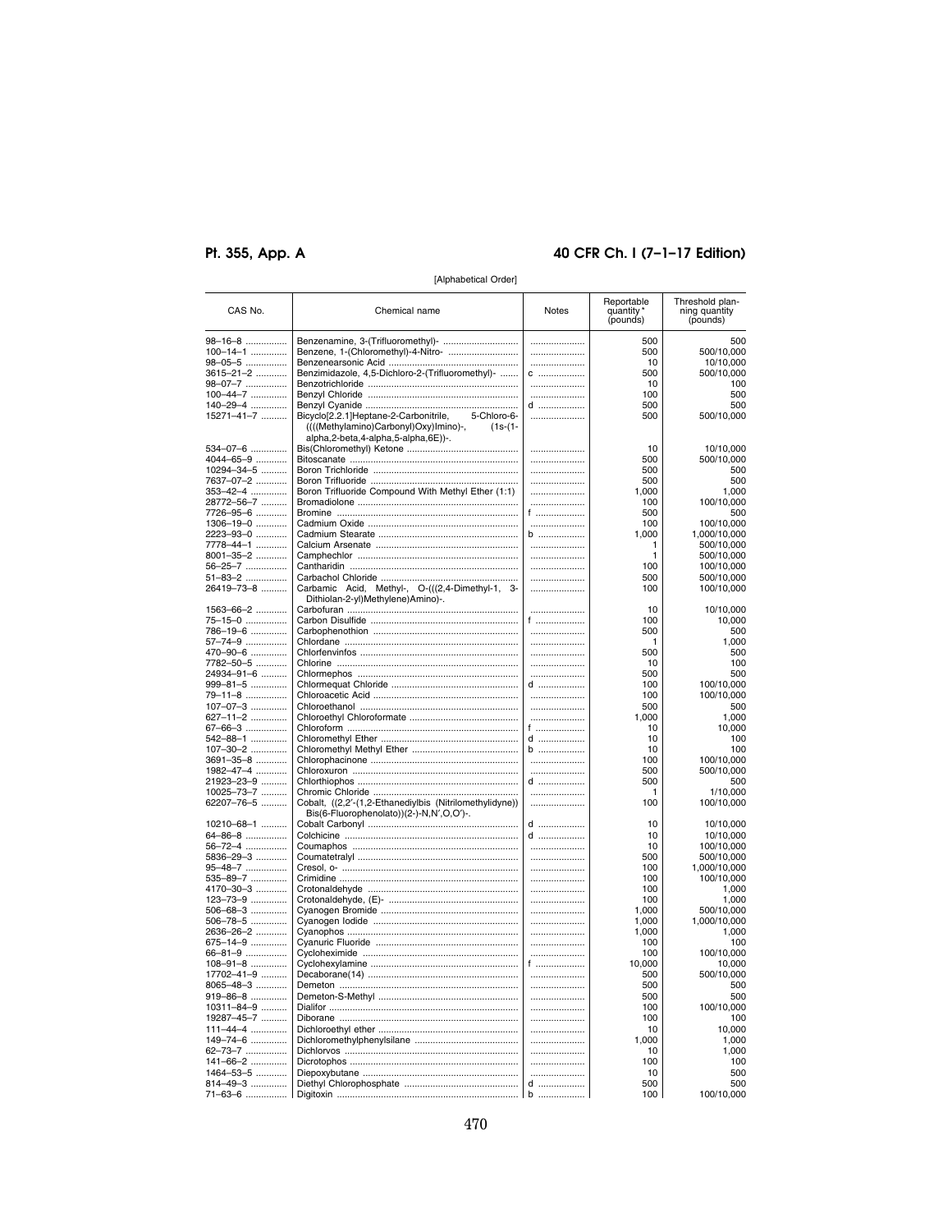[Alphabetical Order]

| CAS No. | Chemical name | Notes | Reportable quantity * (pounds) | Threshold planning quantity (pounds) |
|---|---|---|---|---|
| 98–16–8 | Benzenamine, 3-(Trifluoromethyl)- | | 500 | 500 |
| 100–14–1 | Benzene, 1-(Chloromethyl)-4-Nitro- | | 500 | 500/10,000 |
| 98–05–5 | Benzenearsonic Acid | | 10 | 10/10,000 |
| 3615–21–2 | Benzimidazole, 4,5-Dichloro-2-(Trifluoromethyl)- | c | 500 | 500/10,000 |
| 98–07–7 | Benzotrichloride | | 10 | 100 |
| 100–44–7 | Benzyl Chloride | | 100 | 500 |
| 140–29–4 | Benzyl Cyanide | d | 500 | 500 |
| 15271–41–7 | Bicyclo[2.2.1]Heptane-2-Carbonitrile, 5-Chloro-6-((((Methylamino)Carbonyl)Oxy)Imino)-, (1s-(1-alpha,2-beta,4-alpha,5-alpha,6E))-. | | 500 | 500/10,000 |
| 534–07–6 | Bis(Chloromethyl) Ketone | | 10 | 10/10,000 |
| 4044–65–9 | Bitoscanate | | 500 | 500/10,000 |
| 10294–34–5 | Boron Trichloride | | 500 | 500 |
| 7637–07–2 | Boron Trifluoride | | 500 | 500 |
| 353–42–4 | Boron Trifluoride Compound With Methyl Ether (1:1) | | 1,000 | 1,000 |
| 28772–56–7 | Bromadiolone | | 100 | 100/10,000 |
| 7726–95–6 | Bromine | f | 500 | 500 |
| 1306–19–0 | Cadmium Oxide | | 100 | 100/10,000 |
| 2223–93–0 | Cadmium Stearate | b | 1,000 | 1,000/10,000 |
| 7778–44–1 | Calcium Arsenate | | 1 | 500/10,000 |
| 8001–35–2 | Camphechlor | | 1 | 500/10,000 |
| 56–25–7 | Cantharidin | | 100 | 100/10,000 |
| 51–83–2 | Carbachol Chloride | | 500 | 500/10,000 |
| 26419–73–8 | Carbamic Acid, Methyl-, O-(((2,4-Dimethyl-1, 3-Dithiolan-2-yl)Methylene)Amino)-. | | 100 | 100/10,000 |
| 1563–66–2 | Carbofuran | | 10 | 10/10,000 |
| 75–15–0 | Carbon Disulfide | f | 100 | 10,000 |
| 786–19–6 | Carbophenothion | | 500 | 500 |
| 57–74–9 | Chlordane | | 1 | 1,000 |
| 470–90–6 | Chlorfenvinfos | | 500 | 500 |
| 7782–50–5 | Chlorine | | 10 | 100 |
| 24934–91–6 | Chlormephos | | 500 | 500 |
| 999–81–5 | Chlormequat Chloride | d | 100 | 100/10,000 |
| 79–11–8 | Chloroacetic Acid | | 100 | 100/10,000 |
| 107–07–3 | Chloroethanol | | 500 | 500 |
| 627–11–2 | Chloroethyl Chloroformate | | 1,000 | 1,000 |
| 67–66–3 | Chloroform | f | 10 | 10,000 |
| 542–88–1 | Chloromethyl Ether | d | 10 | 100 |
| 107–30–2 | Chloromethyl Methyl Ether | b | 10 | 100 |
| 3691–35–8 | Chlorophacinone | | 100 | 100/10,000 |
| 1982–47–4 | Chloroxuron | | 500 | 500/10,000 |
| 21923–23–9 | Chlorthiophos | d | 500 | 500 |
| 10025–73–7 | Chromic Chloride | | 1 | 1/10,000 |
| 62207–76–5 | Cobalt, ((2,2′-(1,2-Ethanediylbis (Nitrilomethylidyne)) Bis(6-Fluorophenolato))(2-)-N,N′,O,O′)-. | | 100 | 100/10,000 |
| 10210–68–1 | Cobalt Carbonyl | d | 10 | 10/10,000 |
| 64–86–8 | Colchicine | d | 10 | 10/10,000 |
| 56–72–4 | Coumaphos | | 10 | 100/10,000 |
| 5836–29–3 | Coumatetralyl | | 500 | 500/10,000 |
| 95–48–7 | Cresol, o- | | 100 | 1,000/10,000 |
| 535–89–7 | Crimidine | | 100 | 100/10,000 |
| 4170–30–3 | Crotonaldehyde | | 100 | 1,000 |
| 123–73–9 | Crotonaldehyde, (E)- | | 100 | 1,000 |
| 506–68–3 | Cyanogen Bromide | | 1,000 | 500/10,000 |
| 506–78–5 | Cyanogen Iodide | | 1,000 | 1,000/10,000 |
| 2636–26–2 | Cyanophos | | 1,000 | 1,000 |
| 675–14–9 | Cyanuric Fluoride | | 100 | 100 |
| 66–81–9 | Cycloheximide | | 100 | 100/10,000 |
| 108–91–8 | Cyclohexylamine | f | 10,000 | 10,000 |
| 17702–41–9 | Decaborane(14) | | 500 | 500/10,000 |
| 8065–48–3 | Demeton | | 500 | 500 |
| 919–86–8 | Demeton-S-Methyl | | 500 | 500 |
| 10311–84–9 | Dialifor | | 100 | 100/10,000 |
| 19287–45–7 | Diborane | | 100 | 100 |
| 111–44–4 | Dichloroethyl ether | | 10 | 10,000 |
| 149–74–6 | Dichloromethylphenylsilane | | 1,000 | 1,000 |
| 62–73–7 | Dichlorvos | | 10 | 1,000 |
| 141–66–2 | Dicrotophos | | 100 | 100 |
| 1464–53–5 | Diepoxybutane | | 10 | 500 |
| 814–49–3 | Diethyl Chlorophosphate | d | 500 | 500 |
| 71–63–6 | Digitoxin | b | 100 | 100/10,000 |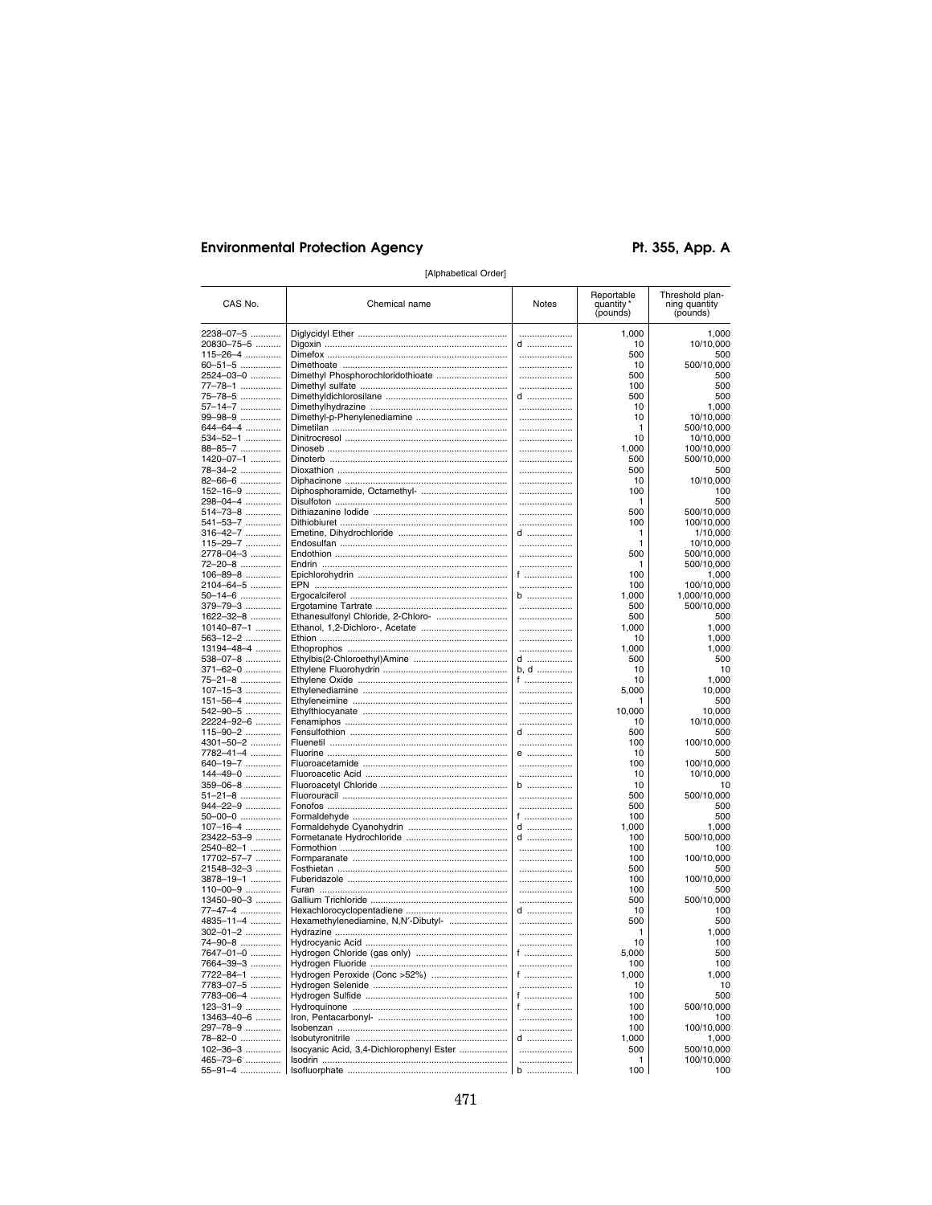[Alphabetical Order]

| CAS No. | Chemical name | Notes | Reportable quantity * (pounds) | Threshold planning quantity (pounds) |
|---|---|---|---|---|
| 2238–07–5 | Diglycidyl Ether | | 1,000 | 1,000 |
| 20830–75–5 | Digoxin | d | 10 | 10/10,000 |
| 115–26–4 | Dimefox | | 500 | 500 |
| 60–51–5 | Dimethoate | | 10 | 500/10,000 |
| 2524–03–0 | Dimethyl Phosphorochloridothioate | | 500 | 500 |
| 77–78–1 | Dimethyl sulfate | | 100 | 500 |
| 75–78–5 | Dimethyldichlorosilane | d | 500 | 500 |
| 57–14–7 | Dimethylhydrazine | | 10 | 1,000 |
| 99–98–9 | Dimethyl-p-Phenylenediamine | | 10 | 10/10,000 |
| 644–64–4 | Dimetilan | | 1 | 500/10,000 |
| 534–52–1 | Dinitrocresol | | 10 | 10/10,000 |
| 88–85–7 | Dinoseb | | 1,000 | 100/10,000 |
| 1420–07–1 | Dinoterb | | 500 | 500/10,000 |
| 78–34–2 | Dioxathion | | 500 | 500 |
| 82–66–6 | Diphacinone | | 10 | 10/10,000 |
| 152–16–9 | Diphosphoramide, Octamethyl- | | 100 | 100 |
| 298–04–4 | Disulfoton | | 1 | 500 |
| 514–73–8 | Dithiazanine Iodide | | 500 | 500/10,000 |
| 541–53–7 | Dithiobiuret | | 100 | 100/10,000 |
| 316–42–7 | Emetine, Dihydrochloride | d | 1 | 1/10,000 |
| 115–29–7 | Endosulfan | | 1 | 10/10,000 |
| 2778–04–3 | Endothion | | 500 | 500/10,000 |
| 72–20–8 | Endrin | | 1 | 500/10,000 |
| 106–89–8 | Epichlorohydrin | f | 100 | 1,000 |
| 2104–64–5 | EPN | | 100 | 100/10,000 |
| 50–14–6 | Ergocalciferol | b | 1,000 | 1,000/10,000 |
| 379–79–3 | Ergotamine Tartrate | | 500 | 500/10,000 |
| 1622–32–8 | Ethanesulfonyl Chloride, 2-Chloro- | | 500 | 500 |
| 10140–87–1 | Ethanol, 1,2-Dichloro-, Acetate | | 1,000 | 1,000 |
| 563–12–2 | Ethion | | 10 | 1,000 |
| 13194–48–4 | Ethoprophos | | 1,000 | 1,000 |
| 538–07–8 | Ethylbis(2-Chloroethyl)Amine | d | 500 | 500 |
| 371–62–0 | Ethylene Fluorohydrin | b, d | 10 | 10 |
| 75–21–8 | Ethylene Oxide | f | 10 | 1,000 |
| 107–15–3 | Ethylenediamine | | 5,000 | 10,000 |
| 151–56–4 | Ethyleneimine | | 1 | 500 |
| 542–90–5 | Ethylthiocyanate | | 10,000 | 10,000 |
| 22224–92–6 | Fenamiphos | | 10 | 10/10,000 |
| 115–90–2 | Fensulfothion | d | 500 | 500 |
| 4301–50–2 | Fluenetil | | 100 | 100/10,000 |
| 7782–41–4 | Fluorine | e | 10 | 500 |
| 640–19–7 | Fluoroacetamide | | 100 | 100/10,000 |
| 144–49–0 | Fluoroacetic Acid | | 10 | 10/10,000 |
| 359–06–8 | Fluoroacetyl Chloride | b | 10 | 10 |
| 51–21–8 | Fluorouracil | | 500 | 500/10,000 |
| 944–22–9 | Fonofos | | 500 | 500 |
| 50–00–0 | Formaldehyde | f | 100 | 500 |
| 107–16–4 | Formaldehyde Cyanohydrin | d | 1,000 | 1,000 |
| 23422–53–9 | Formetanate Hydrochloride | d | 100 | 500/10,000 |
| 2540–82–1 | Formothion | | 100 | 100 |
| 17702–57–7 | Formparanate | | 100 | 100/10,000 |
| 21548–32–3 | Fosthietan | | 500 | 500 |
| 3878–19–1 | Fuberidazole | | 100 | 100/10,000 |
| 110–00–9 | Furan | | 100 | 500 |
| 13450–90–3 | Gallium Trichloride | | 500 | 500/10,000 |
| 77–47–4 | Hexachlorocyclopentadiene | d | 10 | 100 |
| 4835–11–4 | Hexamethylenediamine, N,N′-Dibutyl- | | 500 | 500 |
| 302–01–2 | Hydrazine | | 1 | 1,000 |
| 74–90–8 | Hydrocyanic Acid | | 10 | 100 |
| 7647–01–0 | Hydrogen Chloride (gas only) | f | 5,000 | 500 |
| 7664–39–3 | Hydrogen Fluoride | | 100 | 100 |
| 7722–84–1 | Hydrogen Peroxide (Conc >52%) | f | 1,000 | 1,000 |
| 7783–07–5 | Hydrogen Selenide | | 10 | 10 |
| 7783–06–4 | Hydrogen Sulfide | f | 100 | 500 |
| 123–31–9 | Hydroquinone | f | 100 | 500/10,000 |
| 13463–40–6 | Iron, Pentacarbonyl- | | 100 | 100 |
| 297–78–9 | Isobenzan | | 100 | 100/10,000 |
| 78–82–0 | Isobutyronitrile | d | 1,000 | 1,000 |
| 102–36–3 | Isocyanic Acid, 3,4-Dichlorophenyl Ester | | 500 | 500/10,000 |
| 465–73–6 | Isodrin | | 1 | 100/10,000 |
| 55–91–4 | Isofluorphate | b | 100 | 100 |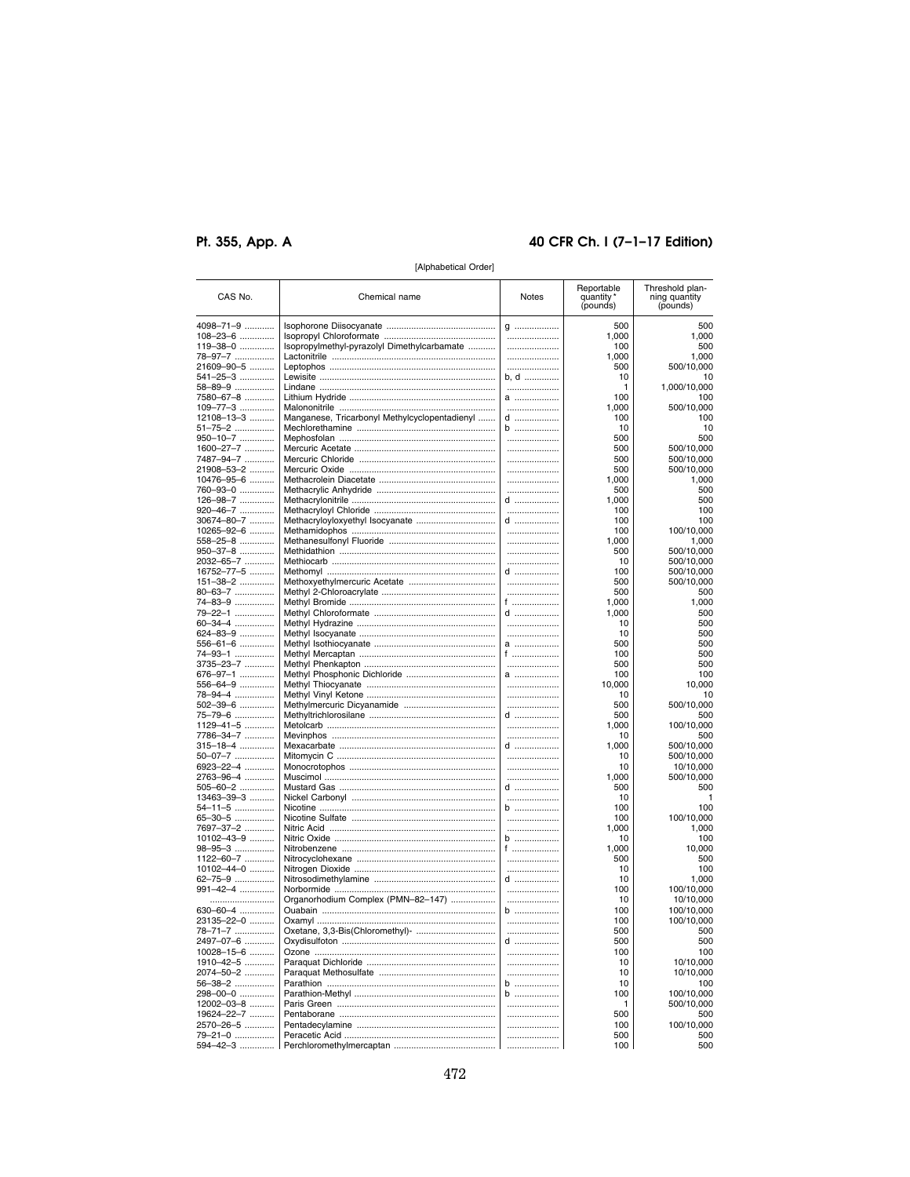[Alphabetical Order]

| CAS No. | Chemical name | Notes | Reportable quantity * (pounds) | Threshold planning quantity (pounds) |
|---|---|---|---|---|
| 4098–71–9 | Isophorone Diisocyanate | g | 500 | 500 |
| 108–23–6 | Isopropyl Chloroformate | | 1,000 | 1,000 |
| 119–38–0 | Isopropylmethyl-pyrazolyl Dimethylcarbamate | | 100 | 500 |
| 78–97–7 | Lactonitrile | | 1,000 | 1,000 |
| 21609–90–5 | Leptophos | | 500 | 500/10,000 |
| 541–25–3 | Lewisite | b, d | 10 | 10 |
| 58–89–9 | Lindane | | 1 | 1,000/10,000 |
| 7580–67–8 | Lithium Hydride | a | 100 | 100 |
| 109–77–3 | Malononitrile | | 1,000 | 500/10,000 |
| 12108–13–3 | Manganese, Tricarbonyl Methylcyclopentadienyl | d | 100 | 100 |
| 51–75–2 | Mechlorethamine | b | 10 | 10 |
| 950–10–7 | Mephosfolan | | 500 | 500 |
| 1600–27–7 | Mercuric Acetate | | 500 | 500/10,000 |
| 7487–94–7 | Mercuric Chloride | | 500 | 500/10,000 |
| 21908–53–2 | Mercuric Oxide | | 500 | 500/10,000 |
| 10476–95–6 | Methacrolein Diacetate | | 1,000 | 1,000 |
| 760–93–0 | Methacrylic Anhydride | | 500 | 500 |
| 126–98–7 | Methacrylonitrile | d | 1,000 | 500 |
| 920–46–7 | Methacryloyl Chloride | | 100 | 100 |
| 30674–80–7 | Methacryloyloxyethyl Isocyanate | d | 100 | 100 |
| 10265–92–6 | Methamidophos | | 100 | 100/10,000 |
| 558–25–8 | Methanesulfonyl Fluoride | | 1,000 | 1,000 |
| 950–37–8 | Methidathion | | 500 | 500/10,000 |
| 2032–65–7 | Methiocarb | | 10 | 500/10,000 |
| 16752–77–5 | Methomyl | d | 100 | 500/10,000 |
| 151–38–2 | Methoxyethylmercuric Acetate | | 500 | 500/10,000 |
| 80–63–7 | Methyl 2-Chloroacrylate | | 500 | 500 |
| 74–83–9 | Methyl Bromide | f | 1,000 | 1,000 |
| 79–22–1 | Methyl Chloroformate | d | 1,000 | 500 |
| 60–34–4 | Methyl Hydrazine | | 10 | 500 |
| 624–83–9 | Methyl Isocyanate | | 10 | 500 |
| 556–61–6 | Methyl Isothiocyanate | a | 500 | 500 |
| 74–93–1 | Methyl Mercaptan | f | 100 | 500 |
| 3735–23–7 | Methyl Phenkapton | | 500 | 500 |
| 676–97–1 | Methyl Phosphonic Dichloride | a | 100 | 100 |
| 556–64–9 | Methyl Thiocyanate | | 10,000 | 10,000 |
| 78–94–4 | Methyl Vinyl Ketone | | 10 | 10 |
| 502–39–6 | Methylmercuric Dicyanamide | | 500 | 500/10,000 |
| 75–79–6 | Methyltrichlorosilane | d | 500 | 500 |
| 1129–41–5 | Metolcarb | | 1,000 | 100/10,000 |
| 7786–34–7 | Mevinphos | | 10 | 500 |
| 315–18–4 | Mexacarbate | d | 1,000 | 500/10,000 |
| 50–07–7 | Mitomycin C | | 10 | 500/10,000 |
| 6923–22–4 | Monocrotophos | | 10 | 10/10,000 |
| 2763–96–4 | Muscimol | | 1,000 | 500/10,000 |
| 505–60–2 | Mustard Gas | d | 500 | 500 |
| 13463–39–3 | Nickel Carbonyl | | 10 | 1 |
| 54–11–5 | Nicotine | b | 100 | 100 |
| 65–30–5 | Nicotine Sulfate | | 100 | 100/10,000 |
| 7697–37–2 | Nitric Acid | | 1,000 | 1,000 |
| 10102–43–9 | Nitric Oxide | b | 10 | 100 |
| 98–95–3 | Nitrobenzene | f | 1,000 | 10,000 |
| 1122–60–7 | Nitrocyclohexane | | 500 | 500 |
| 10102–44–0 | Nitrogen Dioxide | | 10 | 100 |
| 62–75–9 | Nitrosodimethylamine | d | 10 | 1,000 |
| 991–42–4 | Norbormide | | 100 | 100/10,000 |
| | Organorhodium Complex (PMN–82–147) | | 10 | 10/10,000 |
| 630–60–4 | Ouabain | b | 100 | 100/10,000 |
| 23135–22–0 | Oxamyl | | 100 | 100/10,000 |
| 78–71–7 | Oxetane, 3,3-Bis(Chloromethyl)- | | 500 | 500 |
| 2497–07–6 | Oxydisulfoton | d | 500 | 500 |
| 10028–15–6 | Ozone | | 100 | 100 |
| 1910–42–5 | Paraquat Dichloride | | 10 | 10/10,000 |
| 2074–50–2 | Paraquat Methosulfate | | 10 | 10/10,000 |
| 56–38–2 | Parathion | b | 10 | 100 |
| 298–00–0 | Parathion-Methyl | b | 100 | 100/10,000 |
| 12002–03–8 | Paris Green | | 1 | 500/10,000 |
| 19624–22–7 | Pentaborane | | 500 | 500 |
| 2570–26–5 | Pentadecylamine | | 100 | 100/10,000 |
| 79–21–0 | Peracetic Acid | | 500 | 500 |
| 594–42–3 | Perchloromethylmercaptan | | 100 | 500 |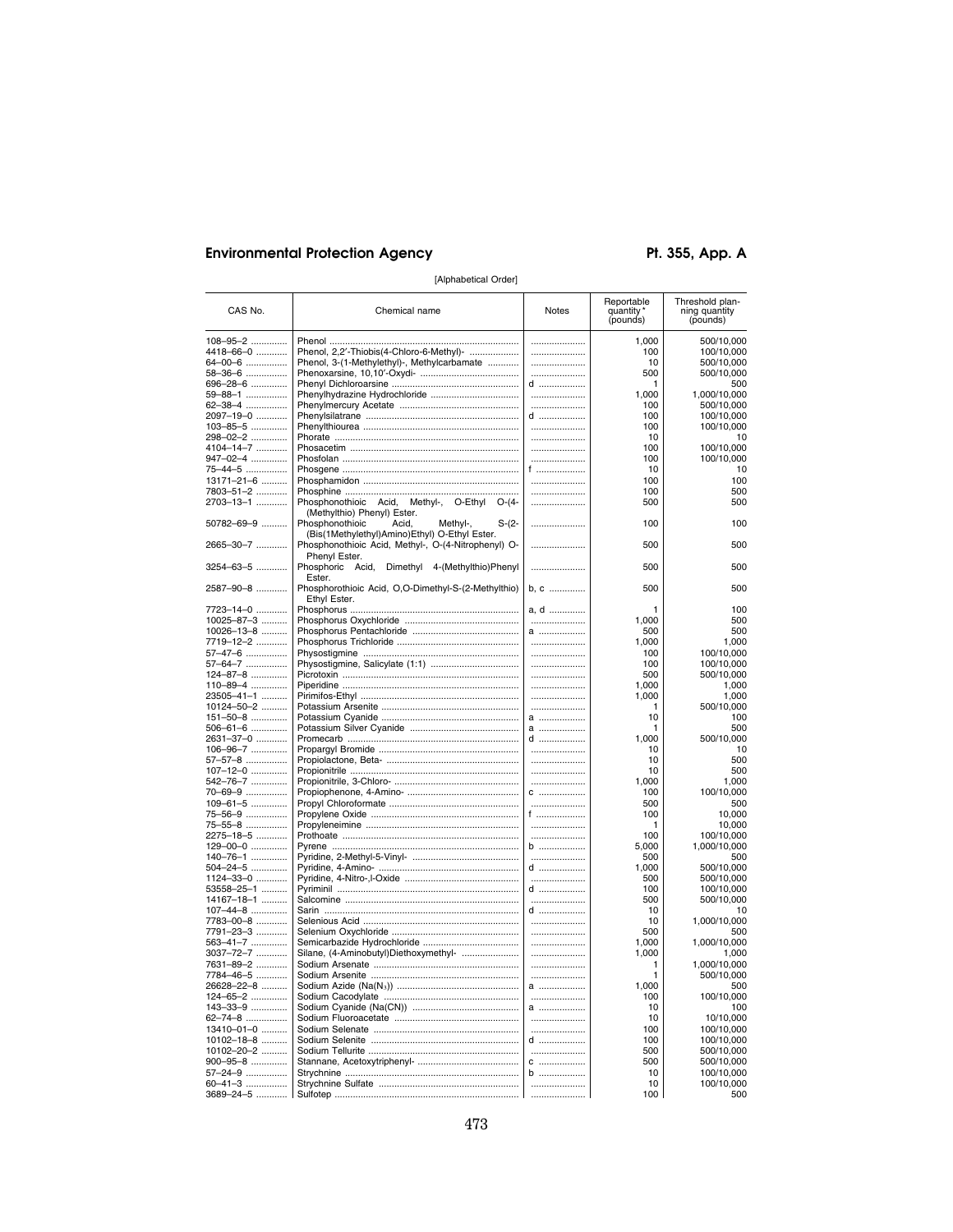[Alphabetical Order]

| CAS No. | Chemical name | Notes | Reportable quantity * (pounds) | Threshold planning quantity (pounds) |
|---|---|---|---|---|
| 108–95–2 | Phenol | | 1,000 | 500/10,000 |
| 4418–66–0 | Phenol, 2,2′-Thiobis(4-Chloro-6-Methyl)- | | 100 | 100/10,000 |
| 64–00–6 | Phenol, 3-(1-Methylethyl)-, Methylcarbamate | | 10 | 500/10,000 |
| 58–36–6 | Phenoxarsine, 10,10′-Oxydi- | | 500 | 500/10,000 |
| 696–28–6 | Phenyl Dichloroarsine | d | 1 | 500 |
| 59–88–1 | Phenylhydrazine Hydrochloride | | 1,000 | 1,000/10,000 |
| 62–38–4 | Phenylmercury Acetate | | 100 | 500/10,000 |
| 2097–19–0 | Phenylsilatrane | d | 100 | 100/10,000 |
| 103–85–5 | Phenylthiourea | | 100 | 100/10,000 |
| 298–02–2 | Phorate | | 10 | 10 |
| 4104–14–7 | Phosacetim | | 100 | 100/10,000 |
| 947–02–4 | Phosfolan | | 100 | 100/10,000 |
| 75–44–5 | Phosgene | f | 10 | 10 |
| 13171–21–6 | Phosphamidon | | 100 | 100 |
| 7803–51–2 | Phosphine | | 100 | 500 |
| 2703–13–1 | Phosphonothioic Acid, Methyl-, O-Ethyl O-(4-(Methylthio) Phenyl) Ester. | | 500 | 500 |
| 50782–69–9 | Phosphonothioic Acid, Methyl-, S-(2-(Bis(1Methylethyl)Amino)Ethyl) O-Ethyl Ester. | | 100 | 100 |
| 2665–30–7 | Phosphonothioic Acid, Methyl-, O-(4-Nitrophenyl) O-Phenyl Ester. | | 500 | 500 |
| 3254–63–5 | Phosphoric Acid, Dimethyl 4-(Methylthio)Phenyl Ester. | | 500 | 500 |
| 2587–90–8 | Phosphorothioic Acid, O,O-Dimethyl-S-(2-Methylthio) Ethyl Ester. | b, c | 500 | 500 |
| 7723–14–0 | Phosphorus | a, d | 1 | 100 |
| 10025–87–3 | Phosphorus Oxychloride | | 1,000 | 500 |
| 10026–13–8 | Phosphorus Pentachloride | a | 500 | 500 |
| 7719–12–2 | Phosphorus Trichloride | | 1,000 | 1,000 |
| 57–47–6 | Physostigmine | | 100 | 100/10,000 |
| 57–64–7 | Physostigmine, Salicylate (1:1) | | 100 | 100/10,000 |
| 124–87–8 | Picrotoxin | | 500 | 500/10,000 |
| 110–89–4 | Piperidine | | 1,000 | 1,000 |
| 23505–41–1 | Pirimifos-Ethyl | | 1,000 | 1,000 |
| 10124–50–2 | Potassium Arsenite | | 1 | 500/10,000 |
| 151–50–8 | Potassium Cyanide | a | 10 | 100 |
| 506–61–6 | Potassium Silver Cyanide | a | 1 | 500 |
| 2631–37–0 | Promecarb | d | 1,000 | 500/10,000 |
| 106–96–7 | Propargyl Bromide | | 10 | 10 |
| 57–57–8 | Propiolactone, Beta- | | 10 | 500 |
| 107–12–0 | Propionitrile | | 10 | 500 |
| 542–76–7 | Propionitrile, 3-Chloro- | | 1,000 | 1,000 |
| 70–69–9 | Propiophenone, 4-Amino- | c | 100 | 100/10,000 |
| 109–61–5 | Propyl Chloroformate | | 500 | 500 |
| 75–56–9 | Propylene Oxide | f | 100 | 10,000 |
| 75–55–8 | Propyleneimine | | 1 | 10,000 |
| 2275–18–5 | Prothoate | | 100 | 100/10,000 |
| 129–00–0 | Pyrene | b | 5,000 | 1,000/10,000 |
| 140–76–1 | Pyridine, 2-Methyl-5-Vinyl- | | 500 | 500 |
| 504–24–5 | Pyridine, 4-Amino- | d | 1,000 | 500/10,000 |
| 1124–33–0 | Pyridine, 4-Nitro-,l-Oxide | | 500 | 500/10,000 |
| 53558–25–1 | Pyriminil | d | 100 | 100/10,000 |
| 14167–18–1 | Salcomine | | 500 | 500/10,000 |
| 107–44–8 | Sarin | d | 10 | 10 |
| 7783–00–8 | Selenious Acid | | 10 | 1,000/10,000 |
| 7791–23–3 | Selenium Oxychloride | | 500 | 500 |
| 563–41–7 | Semicarbazide Hydrochloride | | 1,000 | 1,000/10,000 |
| 3037–72–7 | Silane, (4-Aminobutyl)Diethoxymethyl- | | 1,000 | 1,000 |
| 7631–89–2 | Sodium Arsenate | | 1 | 1,000/10,000 |
| 7784–46–5 | Sodium Arsenite | | 1 | 500/10,000 |
| 26628–22–8 | Sodium Azide ($Na(N_3)$) | a | 1,000 | 500 |
| 124–65–2 | Sodium Cacodylate | | 100 | 100/10,000 |
| 143–33–9 | Sodium Cyanide (Na(CN)) | a | 10 | 100 |
| 62–74–8 | Sodium Fluoroacetate | | 10 | 10/10,000 |
| 13410–01–0 | Sodium Selenate | | 100 | 100/10,000 |
| 10102–18–8 | Sodium Selenite | d | 100 | 100/10,000 |
| 10102–20–2 | Sodium Tellurite | | 500 | 500/10,000 |
| 900–95–8 | Stannane, Acetoxytriphenyl- | c | 500 | 500/10,000 |
| 57–24–9 | Strychnine | b | 10 | 100/10,000 |
| 60–41–3 | Strychnine Sulfate | | 10 | 100/10,000 |
| 3689–24–5 | Sulfotep | | 100 | 500 |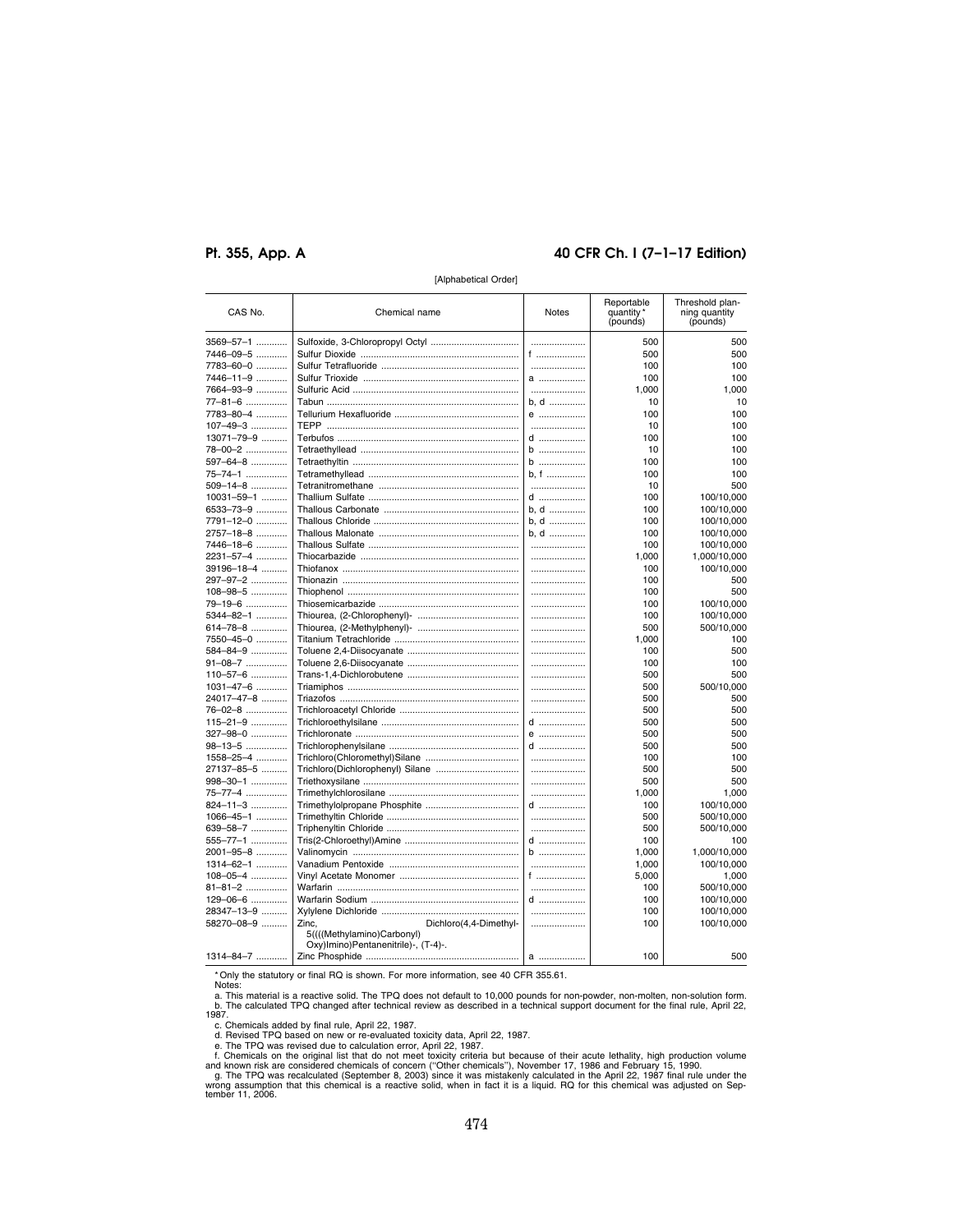[Alphabetical Order]

| CAS No. | Chemical name | Notes | Reportable quantity * (pounds) | Threshold planning quantity (pounds) |
|---|---|---|---|---|
| 3569–57–1 | Sulfoxide, 3-Chloropropyl Octyl | | 500 | 500 |
| 7446–09–5 | Sulfur Dioxide | f | 500 | 500 |
| 7783–60–0 | Sulfur Tetrafluoride | | 100 | 100 |
| 7446–11–9 | Sulfur Trioxide | a | 100 | 100 |
| 7664–93–9 | Sulfuric Acid | | 1,000 | 1,000 |
| 77–81–6 | Tabun | b, d | 10 | 10 |
| 7783–80–4 | Tellurium Hexafluoride | e | 100 | 100 |
| 107–49–3 | TEPP | | 10 | 100 |
| 13071–79–9 | Terbufos | d | 100 | 100 |
| 78–00–2 | Tetraethyllead | b | 10 | 100 |
| 597–64–8 | Tetraethyltin | b | 100 | 100 |
| 75–74–1 | Tetramethyllead | b, f | 100 | 100 |
| 509–14–8 | Tetranitromethane | | 10 | 500 |
| 10031–59–1 | Thallium Sulfate | d | 100 | 100/10,000 |
| 6533–73–9 | Thallous Carbonate | b, d | 100 | 100/10,000 |
| 7791–12–0 | Thallous Chloride | b, d | 100 | 100/10,000 |
| 2757–18–8 | Thallous Malonate | b, d | 100 | 100/10,000 |
| 7446–18–6 | Thallous Sulfate | | 100 | 100/10,000 |
| 2231–57–4 | Thiocarbazide | | 1,000 | 1,000/10,000 |
| 39196–18–4 | Thiofanox | | 100 | 100/10,000 |
| 297–97–2 | Thionazin | | 100 | 500 |
| 108–98–5 | Thiophenol | | 100 | 500 |
| 79–19–6 | Thiosemicarbazide | | 100 | 100/10,000 |
| 5344–82–1 | Thiourea, (2-Chlorophenyl)- | | 100 | 100/10,000 |
| 614–78–8 | Thiourea, (2-Methylphenyl)- | | 500 | 500/10,000 |
| 7550–45–0 | Titanium Tetrachloride | | 1,000 | 100 |
| 584–84–9 | Toluene 2,4-Diisocyanate | | 100 | 500 |
| 91–08–7 | Toluene 2,6-Diisocyanate | | 100 | 100 |
| 110–57–6 | Trans-1,4-Dichlorobutene | | 500 | 500 |
| 1031–47–6 | Triamiphos | | 500 | 500/10,000 |
| 24017–47–8 | Triazofos | | 500 | 500 |
| 76–02–8 | Trichloroacetyl Chloride | | 500 | 500 |
| 115–21–9 | Trichloroethylsilane | d | 500 | 500 |
| 327–98–0 | Trichloronate | e | 500 | 500 |
| 98–13–5 | Trichlorophenylsilane | d | 500 | 500 |
| 1558–25–4 | Trichloro(Chloromethyl)Silane | | 100 | 100 |
| 27137–85–5 | Trichloro(Dichlorophenyl) Silane | | 500 | 500 |
| 998–30–1 | Triethoxysilane | | 500 | 500 |
| 75–77–4 | Trimethylchlorosilane | | 1,000 | 1,000 |
| 824–11–3 | Trimethylolpropane Phosphite | d | 100 | 100/10,000 |
| 1066–45–1 | Trimethyltin Chloride | | 500 | 500/10,000 |
| 639–58–7 | Triphenyltin Chloride | | 500 | 500/10,000 |
| 555–77–1 | Tris(2-Chloroethyl)Amine | d | 100 | 100 |
| 2001–95–8 | Valinomycin | b | 1,000 | 1,000/10,000 |
| 1314–62–1 | Vanadium Pentoxide | | 1,000 | 100/10,000 |
| 108–05–4 | Vinyl Acetate Monomer | f | 5,000 | 1,000 |
| 81–81–2 | Warfarin | | 100 | 500/10,000 |
| 129–06–6 | Warfarin Sodium | d | 100 | 100/10,000 |
| 28347–13–9 | Xylylene Dichloride | | 100 | 100/10,000 |
| 58270–08–9 | Zinc, Dichloro(4,4-Dimethyl-5((((Methylamino)Carbonyl) Oxy)Imino)Pentanenitrile)-, (T-4)-. | | 100 | 100/10,000 |
| 1314–84–7 | Zinc Phosphide | a | 100 | 500 |

* Only the statutory or final RQ is shown. For more information, see 40 CFR 355.61.

Notes:

a. This material is a reactive solid. The TPQ does not default to 10,000 pounds for non-powder, non-molten, non-solution form.

b. The calculated TPQ changed after technical review as described in a technical support document for the final rule, April 22, 1987.

c. Chemicals added by final rule, April 22, 1987.

d. Revised TPQ based on new or re-evaluated toxicity data, April 22, 1987.

e. The TPQ was revised due to calculation error, April 22, 1987.

f. Chemicals on the original list that do not meet toxicity criteria but because of their acute lethality, high production volume and known risk are considered chemicals of concern ("Other chemicals"), November 17, 1986 and February 15, 1990.

g. The TPQ was recalculated (September 8, 2003) since it was mistakenly calculated in the April 22, 1987 final rule under the wrong assumption that this chemical is a reactive solid, when in fact it is a liquid. RQ for this chemical was adjusted on September 11, 2006.